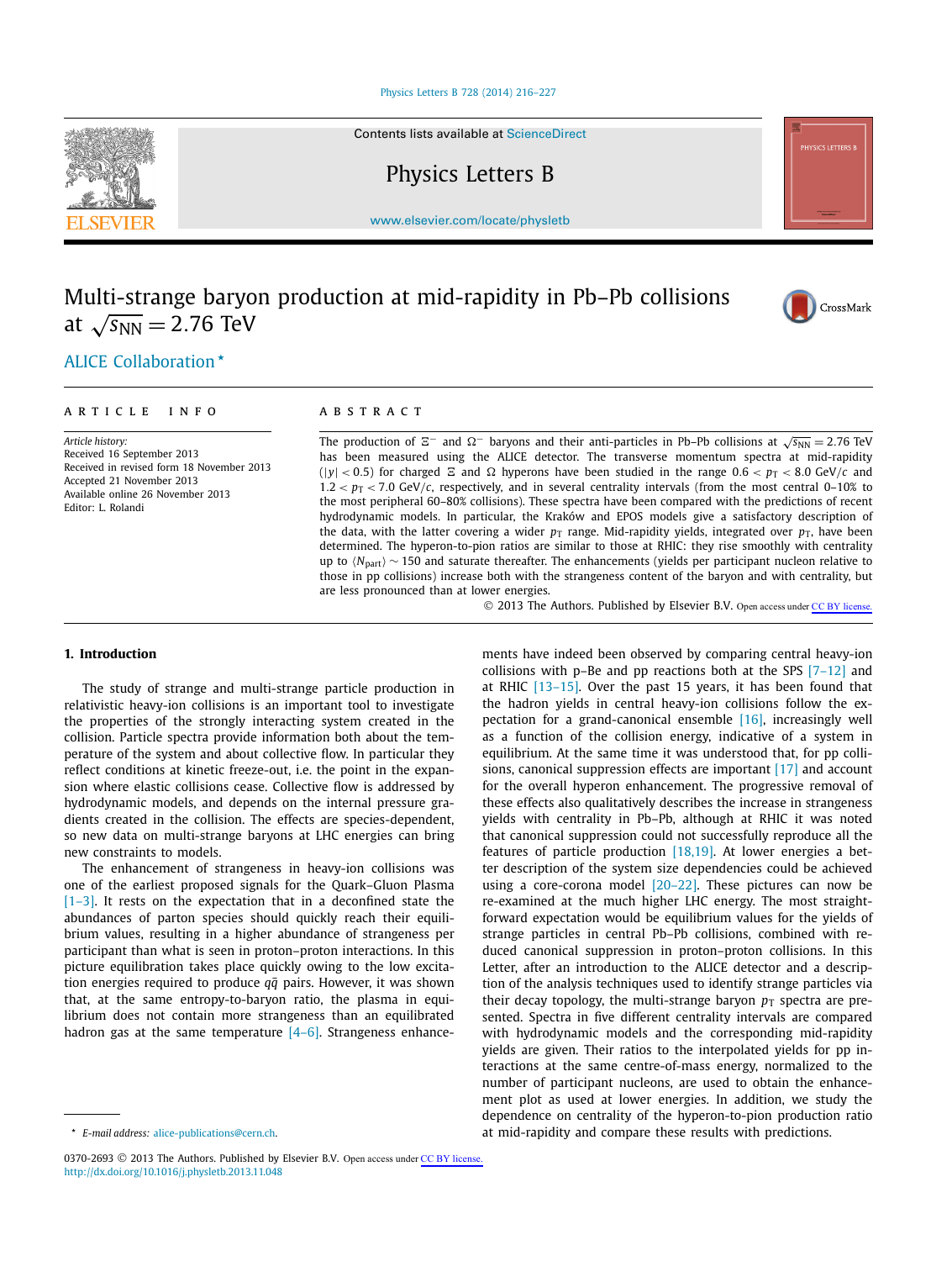# Multi-strange baryon production at mid-rapidity in Pb–Pb collisions at $\sqrt{s_{NN}} = 2.76$ TeV

ALICE Collaboration *

## ARTICLE INFO

*Article history:*
Received 16 September 2013
Received in revised form 18 November 2013
Accepted 21 November 2013
Available online 26 November 2013
Editor: L. Rolandi

## ABSTRACT

The production of $\Xi^-$ and $\Omega^-$ baryons and their anti-particles in Pb–Pb collisions at $\sqrt{s_{NN}} = 2.76$ TeV has been measured using the ALICE detector. The transverse momentum spectra at mid-rapidity ($|y| < 0.5$) for charged $\Xi$ and $\Omega$ hyperons have been studied in the range $0.6 < p_T < 8.0$ GeV/$c$ and $1.2 < p_T < 7.0$ GeV/$c$, respectively, and in several centrality intervals (from the most central 0–10% to the most peripheral 60–80% collisions). These spectra have been compared with the predictions of recent hydrodynamic models. In particular, the Kraków and EPOS models give a satisfactory description of the data, with the latter covering a wider $p_T$ range. Mid-rapidity yields, integrated over $p_T$, have been determined. The hyperon-to-pion ratios are similar to those at RHIC: they rise smoothly with centrality up to $\langle N_{part} \rangle \sim 150$ and saturate thereafter. The enhancements (yields per participant nucleon relative to those in pp collisions) increase both with the strangeness content of the baryon and with centrality, but are less pronounced than at lower energies.

© 2013 The Authors. Published by Elsevier B.V. Open access under CC BY license.

## 1. Introduction

The study of strange and multi-strange particle production in relativistic heavy-ion collisions is an important tool to investigate the properties of the strongly interacting system created in the collision. Particle spectra provide information both about the temperature of the system and about collective flow. In particular they reflect conditions at kinetic freeze-out, i.e. the point in the expansion where elastic collisions cease. Collective flow is addressed by hydrodynamic models, and depends on the internal pressure gradients created in the collision. The effects are species-dependent, so new data on multi-strange baryons at LHC energies can bring new constraints to models.

The enhancement of strangeness in heavy-ion collisions was one of the earliest proposed signals for the Quark–Gluon Plasma [1–3]. It rests on the expectation that in a deconfined state the abundances of parton species should quickly reach their equilibrium values, resulting in a higher abundance of strangeness per participant than what is seen in proton–proton interactions. In this picture equilibration takes place quickly owing to the low excitation energies required to produce $q\bar{q}$ pairs. However, it was shown that, at the same entropy-to-baryon ratio, the plasma in equilibrium does not contain more strangeness than an equilibrated hadron gas at the same temperature [4–6]. Strangeness enhancements have indeed been observed by comparing central heavy-ion collisions with p–Be and pp reactions both at the SPS [7–12] and at RHIC [13–15]. Over the past 15 years, it has been found that the hadron yields in central heavy-ion collisions follow the expectation for a grand-canonical ensemble [16], increasingly well as a function of the collision energy, indicative of a system in equilibrium. At the same time it was understood that, for pp collisions, canonical suppression effects are important [17] and account for the overall hyperon enhancement. The progressive removal of these effects also qualitatively describes the increase in strangeness yields with centrality in Pb–Pb, although at RHIC it was noted that canonical suppression could not successfully reproduce all the features of particle production [18,19]. At lower energies a better description of the system size dependencies could be achieved using a core-corona model [20–22]. These pictures can now be re-examined at the much higher LHC energy. The most straightforward expectation would be equilibrium values for the yields of strange particles in central Pb–Pb collisions, combined with reduced canonical suppression in proton–proton collisions. In this Letter, after an introduction to the ALICE detector and a description of the analysis techniques used to identify strange particles via their decay topology, the multi-strange baryon $p_T$ spectra are presented. Spectra in five different centrality intervals are compared with hydrodynamic models and the corresponding mid-rapidity yields are given. Their ratios to the interpolated yields for pp interactions at the same centre-of-mass energy, normalized to the number of participant nucleons, are used to obtain the enhancement plot as used at lower energies. In addition, we study the dependence on centrality of the hyperon-to-pion production ratio at mid-rapidity and compare these results with predictions.

---

* *E-mail address:* alice-publications@cern.ch.

0370-2693 © 2013 The Authors. Published by Elsevier B.V. Open access under CC BY license.
http://dx.doi.org/10.1016/j.physletb.2013.11.048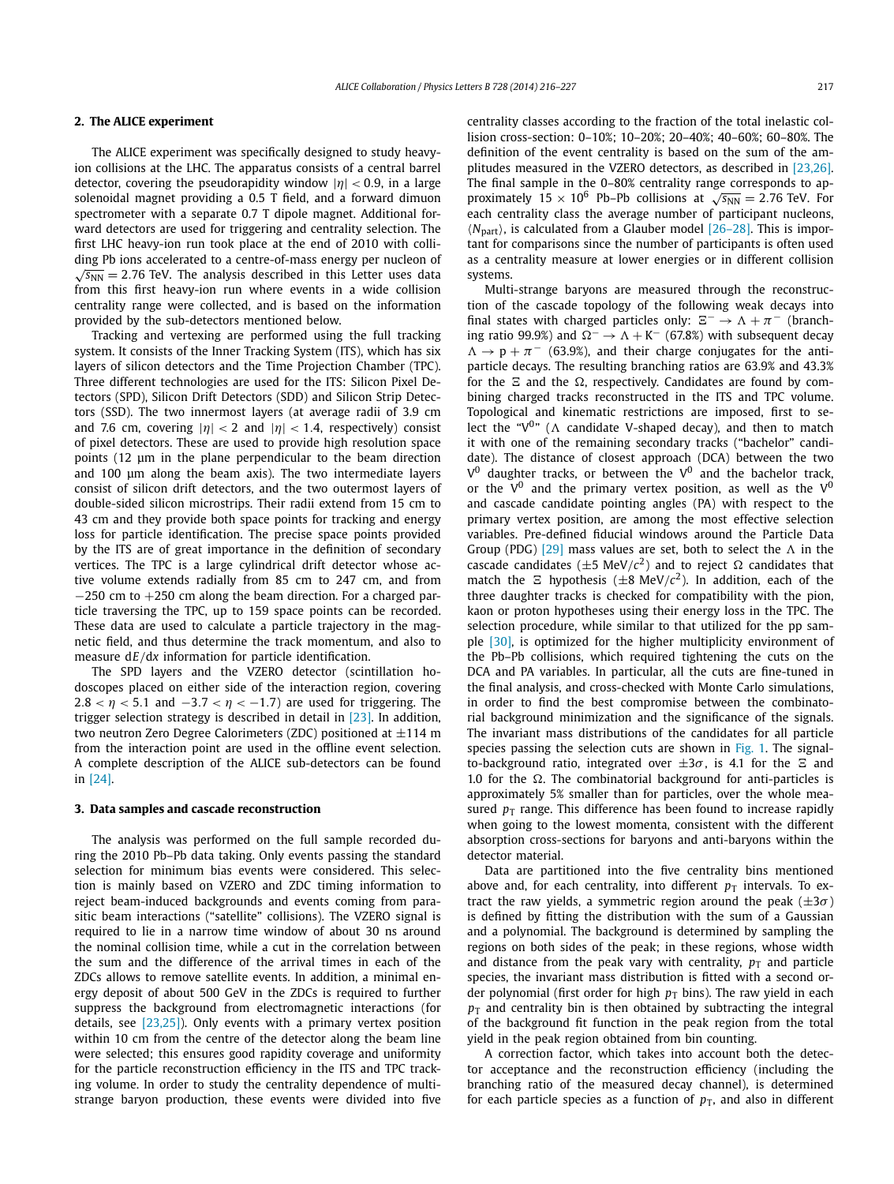## 2. The ALICE experiment

The ALICE experiment was specifically designed to study heavy-ion collisions at the LHC. The apparatus consists of a central barrel detector, covering the pseudorapidity window $|\eta| < 0.9$, in a large solenoidal magnet providing a 0.5 T field, and a forward dimuon spectrometer with a separate 0.7 T dipole magnet. Additional forward detectors are used for triggering and centrality selection. The first LHC heavy-ion run took place at the end of 2010 with colliding Pb ions accelerated to a centre-of-mass energy per nucleon of $\sqrt{s_{\rm NN}} = 2.76$ TeV. The analysis described in this Letter uses data from this first heavy-ion run where events in a wide collision centrality range were collected, and is based on the information provided by the sub-detectors mentioned below.

Tracking and vertexing are performed using the full tracking system. It consists of the Inner Tracking System (ITS), which has six layers of silicon detectors and the Time Projection Chamber (TPC). Three different technologies are used for the ITS: Silicon Pixel Detectors (SPD), Silicon Drift Detectors (SDD) and Silicon Strip Detectors (SSD). The two innermost layers (at average radii of 3.9 cm and 7.6 cm, covering $|\eta| < 2$ and $|\eta| < 1.4$, respectively) consist of pixel detectors. These are used to provide high resolution space points (12 μm in the plane perpendicular to the beam direction and 100 μm along the beam axis). The two intermediate layers consist of silicon drift detectors, and the two outermost layers of double-sided silicon microstrips. Their radii extend from 15 cm to 43 cm and they provide both space points for tracking and energy loss for particle identification. The precise space points provided by the ITS are of great importance in the definition of secondary vertices. The TPC is a large cylindrical drift detector whose active volume extends radially from 85 cm to 247 cm, and from −250 cm to +250 cm along the beam direction. For a charged particle traversing the TPC, up to 159 space points can be recorded. These data are used to calculate a particle trajectory in the magnetic field, and thus determine the track momentum, and also to measure $\mathrm{d}E/\mathrm{d}x$ information for particle identification.

The SPD layers and the VZERO detector (scintillation hodoscopes placed on either side of the interaction region, covering $2.8 < \eta < 5.1$ and $-3.7 < \eta < -1.7$) are used for triggering. The trigger selection strategy is described in detail in [23]. In addition, two neutron Zero Degree Calorimeters (ZDC) positioned at ±114 m from the interaction point are used in the offline event selection. A complete description of the ALICE sub-detectors can be found in [24].

## 3. Data samples and cascade reconstruction

The analysis was performed on the full sample recorded during the 2010 Pb–Pb data taking. Only events passing the standard selection for minimum bias events were considered. This selection is mainly based on VZERO and ZDC timing information to reject beam-induced backgrounds and events coming from parasitic beam interactions ("satellite" collisions). The VZERO signal is required to lie in a narrow time window of about 30 ns around the nominal collision time, while a cut in the correlation between the sum and the difference of the arrival times in each of the ZDCs allows to remove satellite events. In addition, a minimal energy deposit of about 500 GeV in the ZDCs is required to further suppress the background from electromagnetic interactions (for details, see [23,25]). Only events with a primary vertex position within 10 cm from the centre of the detector along the beam line were selected; this ensures good rapidity coverage and uniformity for the particle reconstruction efficiency in the ITS and TPC tracking volume. In order to study the centrality dependence of multi-strange baryon production, these events were divided into five centrality classes according to the fraction of the total inelastic collision cross-section: 0–10%; 10–20%; 20–40%; 40–60%; 60–80%. The definition of the event centrality is based on the sum of the amplitudes measured in the VZERO detectors, as described in [23,26]. The final sample in the 0–80% centrality range corresponds to approximately $15 \times 10^6$ Pb–Pb collisions at $\sqrt{s_{\rm NN}} = 2.76$ TeV. For each centrality class the average number of participant nucleons, $\langle N_{\rm part} \rangle$, is calculated from a Glauber model [26–28]. This is important for comparisons since the number of participants is often used as a centrality measure at lower energies or in different collision systems.

Multi-strange baryons are measured through the reconstruction of the cascade topology of the following weak decays into final states with charged particles only: $\Xi^- \rightarrow \Lambda + \pi^-$ (branching ratio 99.9%) and $\Omega^- \rightarrow \Lambda + {\rm K}^-$ (67.8%) with subsequent decay $\Lambda \rightarrow {\rm p} + \pi^-$ (63.9%), and their charge conjugates for the anti-particle decays. The resulting branching ratios are 63.9% and 43.3% for the $\Xi$ and the $\Omega$, respectively. Candidates are found by combining charged tracks reconstructed in the ITS and TPC volume. Topological and kinematic restrictions are imposed, first to select the "$\rm V^0$" ($\Lambda$ candidate V-shaped decay), and then to match it with one of the remaining secondary tracks ("bachelor" candidate). The distance of closest approach (DCA) between the two $\rm V^0$ daughter tracks, or between the $\rm V^0$ and the bachelor track, or the $\rm V^0$ and the primary vertex position, as well as the $\rm V^0$ and cascade candidate pointing angles (PA) with respect to the primary vertex position, are among the most effective selection variables. Pre-defined fiducial windows around the Particle Data Group (PDG) [29] mass values are set, both to select the $\Lambda$ in the cascade candidates (±5 MeV/$c^2$) and to reject $\Omega$ candidates that match the $\Xi$ hypothesis (±8 MeV/$c^2$). In addition, each of the three daughter tracks is checked for compatibility with the pion, kaon or proton hypotheses using their energy loss in the TPC. The selection procedure, while similar to that utilized for the pp sample [30], is optimized for the higher multiplicity environment of the Pb–Pb collisions, which required tightening the cuts on the DCA and PA variables. In particular, all the cuts are fine-tuned in the final analysis, and cross-checked with Monte Carlo simulations, in order to find the best compromise between the combinatorial background minimization and the significance of the signals. The invariant mass distributions of the candidates for all particle species passing the selection cuts are shown in Fig. 1. The signal-to-background ratio, integrated over $\pm 3\sigma$, is 4.1 for the $\Xi$ and 1.0 for the $\Omega$. The combinatorial background for anti-particles is approximately 5% smaller than for particles, over the whole measured $p_{\rm T}$ range. This difference has been found to increase rapidly when going to the lowest momenta, consistent with the different absorption cross-sections for baryons and anti-baryons within the detector material.

Data are partitioned into the five centrality bins mentioned above and, for each centrality, into different $p_{\rm T}$ intervals. To extract the raw yields, a symmetric region around the peak ($\pm 3\sigma$) is defined by fitting the distribution with the sum of a Gaussian and a polynomial. The background is determined by sampling the regions on both sides of the peak; in these regions, whose width and distance from the peak vary with centrality, $p_{\rm T}$ and particle species, the invariant mass distribution is fitted with a second order polynomial (first order for high $p_{\rm T}$ bins). The raw yield in each $p_{\rm T}$ and centrality bin is then obtained by subtracting the integral of the background fit function in the peak region from the total yield in the peak region obtained from bin counting.

A correction factor, which takes into account both the detector acceptance and the reconstruction efficiency (including the branching ratio of the measured decay channel), is determined for each particle species as a function of $p_{\rm T}$, and also in different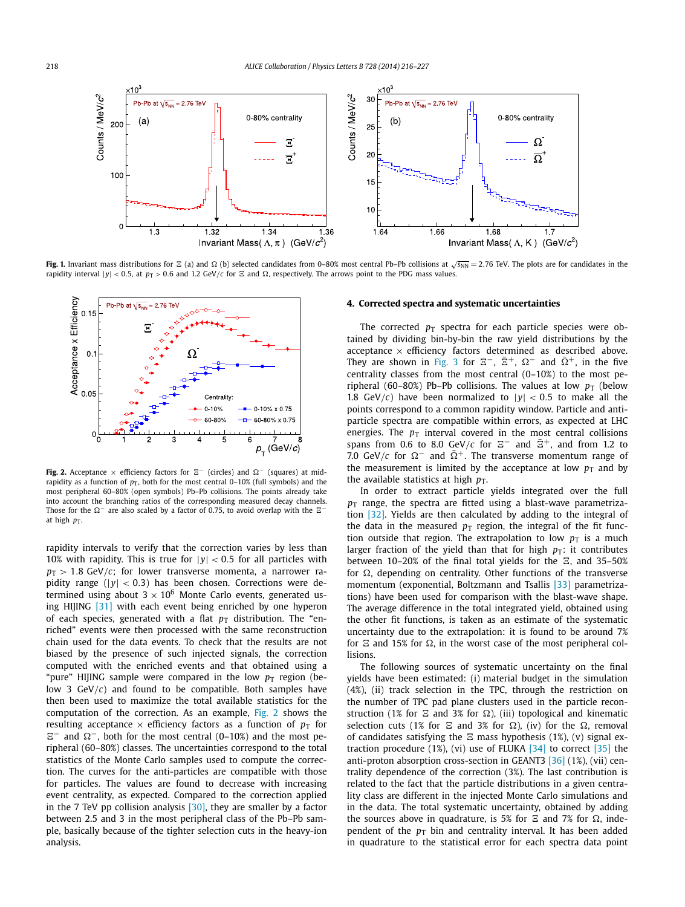**Fig. 1.** Invariant mass distributions for $\Xi$ (a) and $\Omega$ (b) selected candidates from 0–80% most central Pb–Pb collisions at $\sqrt{s_{NN}} = 2.76$ TeV. The plots are for candidates in the rapidity interval $|y| < 0.5$, at $p_T > 0.6$ and 1.2 GeV/$c$ for $\Xi$ and $\Omega$, respectively. The arrows point to the PDG mass values.

**Fig. 2.** Acceptance × efficiency factors for $\Xi^-$ (circles) and $\Omega^-$ (squares) at mid-rapidity as a function of $p_T$, both for the most central 0–10% (full symbols) and the most peripheral 60–80% (open symbols) Pb–Pb collisions. The points already take into account the branching ratios of the corresponding measured decay channels. Those for the $\Omega^-$ are also scaled by a factor of 0.75, to avoid overlap with the $\Xi^-$ at high $p_T$.

rapidity intervals to verify that the correction varies by less than 10% with rapidity. This is true for $|y| < 0.5$ for all particles with $p_T > 1.8$ GeV/$c$; for lower transverse momenta, a narrower rapidity range ($|y| < 0.3$) has been chosen. Corrections were determined using about $3 \times 10^6$ Monte Carlo events, generated using HIJING [31] with each event being enriched by one hyperon of each species, generated with a flat $p_T$ distribution. The "enriched" events were then processed with the same reconstruction chain used for the data events. To check that the results are not biased by the presence of such injected signals, the correction computed with the enriched events and that obtained using a "pure" HIJING sample were compared in the low $p_T$ region (below 3 GeV/$c$) and found to be compatible. Both samples have then been used to maximize the total available statistics for the computation of the correction. As an example, Fig. 2 shows the resulting acceptance × efficiency factors as a function of $p_T$ for $\Xi^-$ and $\Omega^-$, both for the most central (0–10%) and the most peripheral (60–80%) classes. The uncertainties correspond to the total statistics of the Monte Carlo samples used to compute the correction. The curves for the anti-particles are compatible with those for particles. The values are found to decrease with increasing event centrality, as expected. Compared to the correction applied in the 7 TeV pp collision analysis [30], they are smaller by a factor between 2.5 and 3 in the most peripheral class of the Pb–Pb sample, basically because of the tighter selection cuts in the heavy-ion analysis.

## 4. Corrected spectra and systematic uncertainties

The corrected $p_T$ spectra for each particle species were obtained by dividing bin-by-bin the raw yield distributions by the acceptance × efficiency factors determined as described above. They are shown in Fig. 3 for $\Xi^-$, $\bar{\Xi}^+$, $\Omega^-$ and $\bar{\Omega}^+$, in the five centrality classes from the most central (0–10%) to the most peripheral (60–80%) Pb–Pb collisions. The values at low $p_T$ (below 1.8 GeV/$c$) have been normalized to $|y| < 0.5$ to make all the points correspond to a common rapidity window. Particle and anti-particle spectra are compatible within errors, as expected at LHC energies. The $p_T$ interval covered in the most central collisions spans from 0.6 to 8.0 GeV/$c$ for $\Xi^-$ and $\bar{\Xi}^+$, and from 1.2 to 7.0 GeV/$c$ for $\Omega^-$ and $\bar{\Omega}^+$. The transverse momentum range of the measurement is limited by the acceptance at low $p_T$ and by the available statistics at high $p_T$.

In order to extract particle yields integrated over the full $p_T$ range, the spectra are fitted using a blast-wave parametrization [32]. Yields are then calculated by adding to the integral of the data in the measured $p_T$ region, the integral of the fit function outside that region. The extrapolation to low $p_T$ is a much larger fraction of the yield than that for high $p_T$: it contributes between 10–20% of the final total yields for the $\Xi$, and 35–50% for $\Omega$, depending on centrality. Other functions of the transverse momentum (exponential, Boltzmann and Tsallis [33] parametrizations) have been used for comparison with the blast-wave shape. The average difference in the total integrated yield, obtained using the other fit functions, is taken as an estimate of the systematic uncertainty due to the extrapolation: it is found to be around 7% for $\Xi$ and 15% for $\Omega$, in the worst case of the most peripheral collisions.

The following sources of systematic uncertainty on the final yields have been estimated: (i) material budget in the simulation (4%), (ii) track selection in the TPC, through the restriction on the number of TPC pad plane clusters used in the particle reconstruction (1% for $\Xi$ and 3% for $\Omega$), (iii) topological and kinematic selection cuts (1% for $\Xi$ and 3% for $\Omega$), (iv) for the $\Omega$, removal of candidates satisfying the $\Xi$ mass hypothesis (1%), (v) signal extraction procedure (1%), (vi) use of FLUKA [34] to correct [35] the anti-proton absorption cross-section in GEANT3 [36] (1%), (vii) centrality dependence of the correction (3%). The last contribution is related to the fact that the particle distributions in a given centrality class are different in the injected Monte Carlo simulations and in the data. The total systematic uncertainty, obtained by adding the sources above in quadrature, is 5% for $\Xi$ and 7% for $\Omega$, independent of the $p_T$ bin and centrality interval. It has been added in quadrature to the statistical error for each spectra data point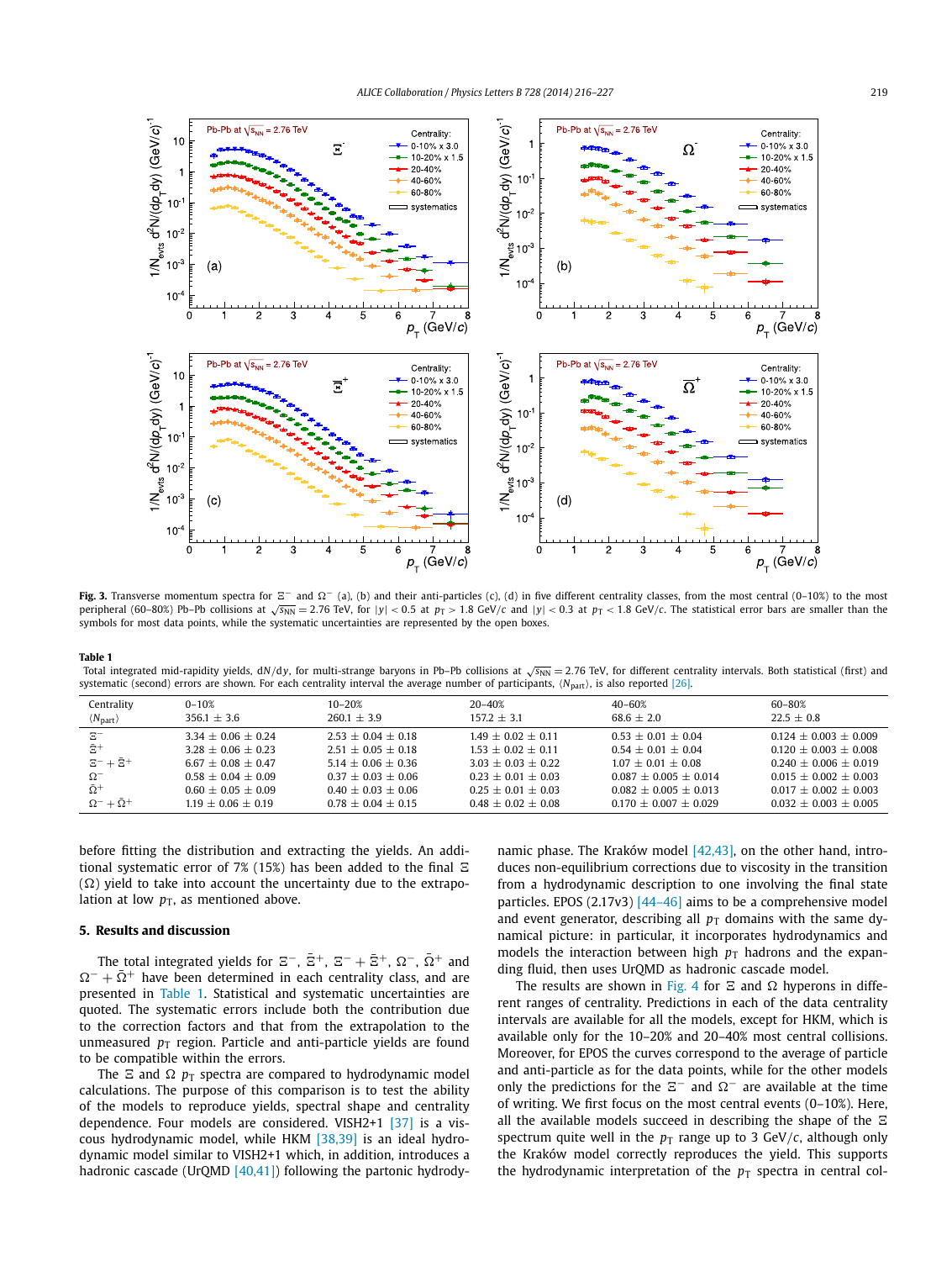**Fig. 3.** Transverse momentum spectra for $\Xi^-$ and $\Omega^-$ (a), (b) and their anti-particles (c), (d) in five different centrality classes, from the most central (0–10%) to the most peripheral (60–80%) Pb–Pb collisions at $\sqrt{s_{NN}} = 2.76$ TeV, for $|y| < 0.5$ at $p_T > 1.8$ GeV/$c$ and $|y| < 0.3$ at $p_T < 1.8$ GeV/$c$. The statistical error bars are smaller than the symbols for most data points, while the systematic uncertainties are represented by the open boxes.

**Table 1**
Total integrated mid-rapidity yields, $dN/dy$, for multi-strange baryons in Pb–Pb collisions at $\sqrt{s_{NN}} = 2.76$ TeV, for different centrality intervals. Both statistical (first) and systematic (second) errors are shown. For each centrality interval the average number of participants, $\langle N_{part} \rangle$, is also reported [26].

| Centrality $\langle N_{part} \rangle$ | 0–10% 356.1 ± 3.6 | 10–20% 260.1 ± 3.9 | 20–40% 157.2 ± 3.1 | 40–60% 68.6 ± 2.0 | 60–80% 22.5 ± 0.8 |
|---|---|---|---|---|---|
| $\Xi^-$ | 3.34 ± 0.06 ± 0.24 | 2.53 ± 0.04 ± 0.18 | 1.49 ± 0.02 ± 0.11 | 0.53 ± 0.01 ± 0.04 | 0.124 ± 0.003 ± 0.009 |
| $\bar{\Xi}^+$ | 3.28 ± 0.06 ± 0.23 | 2.51 ± 0.05 ± 0.18 | 1.53 ± 0.02 ± 0.11 | 0.54 ± 0.01 ± 0.04 | 0.120 ± 0.003 ± 0.008 |
| $\Xi^- + \bar{\Xi}^+$ | 6.67 ± 0.08 ± 0.47 | 5.14 ± 0.06 ± 0.36 | 3.03 ± 0.03 ± 0.22 | 1.07 ± 0.01 ± 0.08 | 0.240 ± 0.006 ± 0.019 |
| $\Omega^-$ | 0.58 ± 0.04 ± 0.09 | 0.37 ± 0.03 ± 0.06 | 0.23 ± 0.01 ± 0.03 | 0.087 ± 0.005 ± 0.014 | 0.015 ± 0.002 ± 0.003 |
| $\bar{\Omega}^+$ | 0.60 ± 0.05 ± 0.09 | 0.40 ± 0.03 ± 0.06 | 0.25 ± 0.01 ± 0.03 | 0.082 ± 0.005 ± 0.013 | 0.017 ± 0.002 ± 0.003 |
| $\Omega^- + \bar{\Omega}^+$ | 1.19 ± 0.06 ± 0.19 | 0.78 ± 0.04 ± 0.15 | 0.48 ± 0.02 ± 0.08 | 0.170 ± 0.007 ± 0.029 | 0.032 ± 0.003 ± 0.005 |

before fitting the distribution and extracting the yields. An additional systematic error of 7% (15%) has been added to the final $\Xi$ ($\Omega$) yield to take into account the uncertainty due to the extrapolation at low $p_T$, as mentioned above.

## 5. Results and discussion

The total integrated yields for $\Xi^-$, $\bar{\Xi}^+$, $\Xi^- + \bar{\Xi}^+$, $\Omega^-$, $\bar{\Omega}^+$ and $\Omega^- + \bar{\Omega}^+$ have been determined in each centrality class, and are presented in Table 1. Statistical and systematic uncertainties are quoted. The systematic errors include both the contribution due to the correction factors and that from the extrapolation to the unmeasured $p_T$ region. Particle and anti-particle yields are found to be compatible within the errors.

The $\Xi$ and $\Omega$ $p_T$ spectra are compared to hydrodynamic model calculations. The purpose of this comparison is to test the ability of the models to reproduce yields, spectral shape and centrality dependence. Four models are considered. VISH2+1 [37] is a viscous hydrodynamic model, while HKM [38,39] is an ideal hydrodynamic model similar to VISH2+1 which, in addition, introduces a hadronic cascade (UrQMD [40,41]) following the partonic hydrodynamic phase. The Kraków model [42,43], on the other hand, introduces non-equilibrium corrections due to viscosity in the transition from a hydrodynamic description to one involving the final state particles. EPOS (2.17v3) [44–46] aims to be a comprehensive model and event generator, describing all $p_T$ domains with the same dynamical picture: in particular, it incorporates hydrodynamics and models the interaction between high $p_T$ hadrons and the expanding fluid, which then uses UrQMD as hadronic cascade model.

The results are shown in Fig. 4 for $\Xi$ and $\Omega$ hyperons in different ranges of centrality. Predictions in each of the data centrality intervals are available for all the models, except for HKM, which is available only for the 10–20% and 20–40% most central collisions. Moreover, for EPOS the curves correspond to the average of particle and anti-particle as for the data points, while for the other models only the predictions for the $\Xi^-$ and $\Omega^-$ are available at the time of writing. We first focus on the most central events (0–10%). Here, all the available models succeed in describing the shape of the $\Xi$ spectrum quite well in the $p_T$ range up to 3 GeV/$c$, although only the Kraków model correctly reproduces the yield. This supports the hydrodynamic interpretation of the $p_T$ spectra in central col-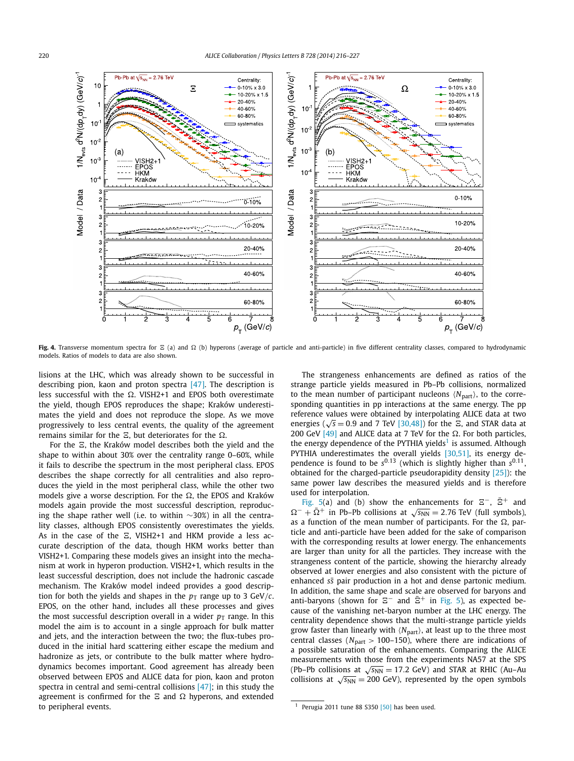Fig. 4. Transverse momentum spectra for Ξ (a) and Ω (b) hyperons (average of particle and anti-particle) in five different centrality classes, compared to hydrodynamic models. Ratios of models to data are also shown.

lisions at the LHC, which was already shown to be successful in describing pion, kaon and proton spectra [47]. The description is less successful with the Ω. VISH2+1 and EPOS both overestimate the yield, though EPOS reproduces the shape; Kraków underestimates the yield and does not reproduce the slope. As we move progressively to less central events, the quality of the agreement remains similar for the Ξ, but deteriorates for the Ω.

For the Ξ, the Kraków model describes both the yield and the shape to within about 30% over the centrality range 0–60%, while it fails to describe the spectrum in the most peripheral class. EPOS describes the shape correctly for all centralities and also reproduces the yield in the most peripheral class, while the other two models give a worse description. For the Ω, the EPOS and Kraków models again provide the most successful description, reproducing the shape rather well (i.e. to within ∼30%) in all the centrality classes, although EPOS consistently overestimates the yields. As in the case of the Ξ, VISH2+1 and HKM provide a less accurate description of the data, though HKM works better than VISH2+1. Comparing these models gives an insight into the mechanism at work in hyperon production. VISH2+1, which results in the least successful description, does not include the hadronic cascade mechanism. The Kraków model indeed provides a good description for both the yields and shapes in the $p_T$ range up to 3 GeV/$c$. EPOS, on the other hand, includes all these processes and gives the most successful description overall in a wider $p_T$ range. In this model the aim is to account in a single approach for bulk matter and jets, and the interaction between the two; the flux-tubes produced in the initial hard scattering either escape the medium and hadronize as jets, or contribute to the bulk matter where hydrodynamics becomes important. Good agreement has already been observed between EPOS and ALICE data for pion, kaon and proton spectra in central and semi-central collisions [47]; in this study the agreement is confirmed for the Ξ and Ω hyperons, and extended to peripheral events.

The strangeness enhancements are defined as ratios of the strange particle yields measured in Pb–Pb collisions, normalized to the mean number of participant nucleons $\langle N_{part} \rangle$, to the corresponding quantities in pp interactions at the same energy. The pp reference values were obtained by interpolating ALICE data at two energies ($\sqrt{s} = 0.9$ and 7 TeV [30,48]) for the Ξ, and STAR data at 200 GeV [49] and ALICE data at 7 TeV for the Ω. For both particles, the energy dependence of the PYTHIA yields[1] is assumed. Although PYTHIA underestimates the overall yields [30,51], its energy dependence is found to be $s^{0.13}$ (which is slightly higher than $s^{0.11}$, obtained for the charged-particle pseudorapidity density [25]): the same power law describes the measured yields and is therefore used for interpolation.

Fig. 5(a) and (b) show the enhancements for $\Xi^-$, $\bar{\Xi}^+$ and $\Omega^- + \bar{\Omega}^+$ in Pb–Pb collisions at $\sqrt{s_{NN}} = 2.76$ TeV (full symbols), as a function of the mean number of participants. For the Ω, particle and anti-particle have been added for the sake of comparison with the corresponding results at lower energy. The enhancements are larger than unity for all the particles. They increase with the strangeness content of the particle, showing the hierarchy already observed at lower energies and also consistent with the picture of enhanced $s\bar{s}$ pair production in a hot and dense partonic medium. In addition, the same shape and scale are observed for baryons and anti-baryons (shown for $\Xi^-$ and $\bar{\Xi}^+$ in Fig. 5), as expected because of the vanishing net-baryon number at the LHC energy. The centrality dependence shows that the multi-strange particle yields grow faster than linearly with $\langle N_{part} \rangle$, at least up to the three most central classes ($N_{part} > 100$–150), where there are indications of a possible saturation of the enhancements. Comparing the ALICE measurements with those from the experiments NA57 at the SPS (Pb–Pb collisions at $\sqrt{s_{NN}} = 17.2$ GeV) and STAR at RHIC (Au–Au collisions at $\sqrt{s_{NN}} = 200$ GeV), represented by the open symbols

[1] Perugia 2011 tune 88 S350 [50] has been used.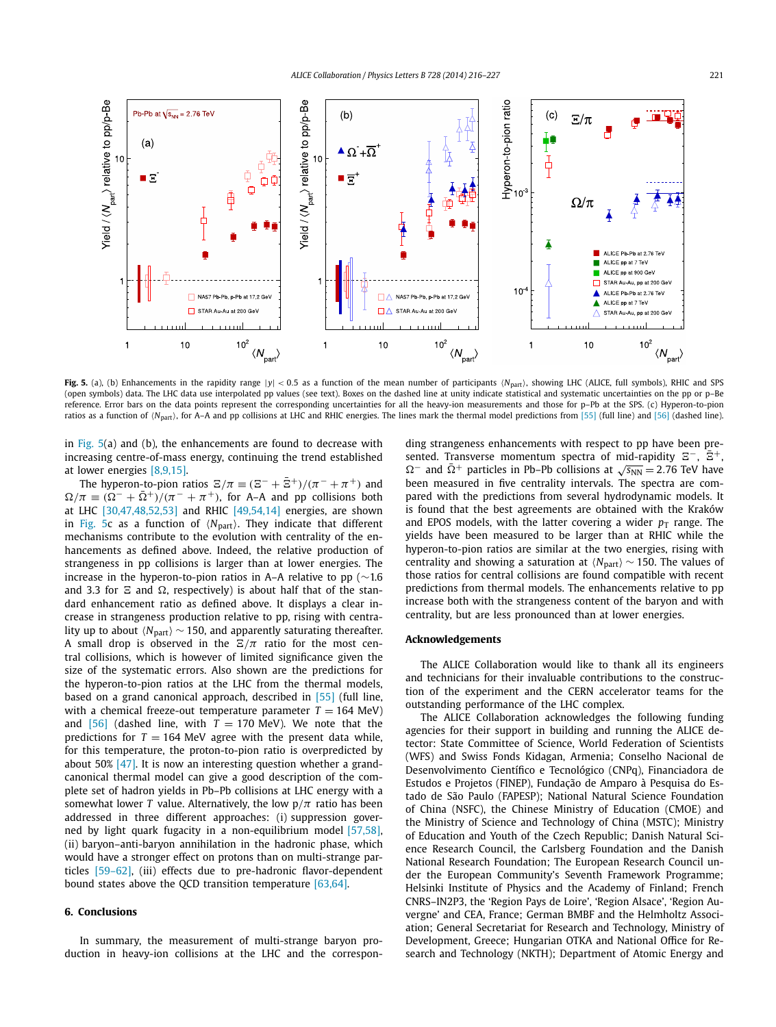(a)

Pb-Pb at $\sqrt{s_{NN}}$ = 2.76 TeV

Yield / $\langle N_{part} \rangle$ relative to pp/p-Be

$\Xi^-$

NA57 Pb-Pb, p-Pb at 17.2 GeV

STAR Au-Au at 200 GeV

$\langle N_{part} \rangle$

(b)

$\Omega^- + \bar{\Omega}^+$

$\bar{\Xi}^+$

NA57 Pb-Pb, p-Pb at 17.2 GeV

STAR Au-Au at 200 GeV

(c)

Hyperon-to-pion ratio

$\Xi/\pi$

$\Omega/\pi$

ALICE Pb-Pb at 2.76 TeV

ALICE pp at 7 TeV

ALICE pp at 900 GeV

STAR Au-Au, pp at 200 GeV

ALICE Pb-Pb at 2.76 TeV

ALICE pp at 7 TeV

STAR Au-Au, pp at 200 GeV

**Fig. 5.** (a), (b) Enhancements in the rapidity range $|y| < 0.5$ as a function of the mean number of participants $\langle N_{part} \rangle$, showing LHC (ALICE, full symbols), RHIC and SPS (open symbols) data. The LHC data use interpolated pp values (see text). Boxes on the dashed line at unity indicate statistical and systematic uncertainties on the pp or p–Be reference. Error bars on the data points represent the corresponding uncertainties for all the heavy-ion measurements and those for p–Pb at the SPS. (c) Hyperon-to-pion ratios as a function of $\langle N_{part} \rangle$, for A–A and pp collisions at LHC and RHIC energies. The lines mark the thermal model predictions from [55] (full line) and [56] (dashed line).

in Fig. 5(a) and (b), the enhancements are found to decrease with increasing centre-of-mass energy, continuing the trend established at lower energies [8,9,15].

The hyperon-to-pion ratios $\Xi/\pi \equiv (\Xi^- + \bar{\Xi}^+)/(\pi^- + \pi^+)$ and $\Omega/\pi \equiv (\Omega^- + \bar{\Omega}^+)/(\pi^- + \pi^+)$, for A–A and pp collisions both at LHC [30,47,48,52,53] and RHIC [49,54,14] energies, are shown in Fig. 5c as a function of $\langle N_{part} \rangle$. They indicate that different mechanisms contribute to the evolution with centrality of the enhancements as defined above. Indeed, the relative production of strangeness in pp collisions is larger than at lower energies. The increase in the hyperon-to-pion ratios in A–A relative to pp ($\sim$1.6 and 3.3 for $\Xi$ and $\Omega$, respectively) is about half that of the standard enhancement ratio as defined above. It displays a clear increase in strangeness production relative to pp, rising with centrality up to about $\langle N_{part} \rangle \sim 150$, and apparently saturating thereafter. A small drop is observed in the $\Xi/\pi$ ratio for the most central collisions, which is however of limited significance given the size of the systematic errors. Also shown are the predictions for the hyperon-to-pion ratios at the LHC from the thermal models, based on a grand canonical approach, described in [55] (full line, with a chemical freeze-out temperature parameter $T = 164$ MeV) and [56] (dashed line, with $T = 170$ MeV). We note that the predictions for $T = 164$ MeV agree with the present data while, for this temperature, the proton-to-pion ratio is overpredicted by about 50% [47]. It is now an interesting question whether a grand-canonical thermal model can give a good description of the complete set of hadron yields in Pb–Pb collisions at LHC energy with a somewhat lower $T$ value. Alternatively, the low $p/\pi$ ratio has been addressed in three different approaches: (i) suppression governed by light quark fugacity in a non-equilibrium model [57,58], (ii) baryon–anti-baryon annihilation in the hadronic phase, which would have a stronger effect on protons than on multi-strange particles [59–62], (iii) effects due to pre-hadronic flavor-dependent bound states above the QCD transition temperature [63,64].

## 6. Conclusions

In summary, the measurement of multi-strange baryon production in heavy-ion collisions at the LHC and the corresponding strangeness enhancements with respect to pp have been presented. Transverse momentum spectra of mid-rapidity $\Xi^-$, $\bar{\Xi}^+$, $\Omega^-$ and $\bar{\Omega}^+$ particles in Pb–Pb collisions at $\sqrt{s_{NN}} = 2.76$ TeV have been measured in five centrality intervals. The spectra are compared with the predictions from several hydrodynamic models. It is found that the best agreements are obtained with the Kraków and EPOS models, with the latter covering a wider $p_T$ range. The yields have been measured to be larger than at RHIC while the hyperon-to-pion ratios are similar at the two energies, rising with centrality and showing a saturation at $\langle N_{part} \rangle \sim 150$. The values of those ratios for central collisions are found compatible with recent predictions from thermal models. The enhancements relative to pp increase both with the strangeness content of the baryon and with centrality, but are less pronounced than at lower energies.

## Acknowledgements

The ALICE Collaboration would like to thank all its engineers and technicians for their invaluable contributions to the construction of the experiment and the CERN accelerator teams for the outstanding performance of the LHC complex.

The ALICE Collaboration acknowledges the following funding agencies for their support in building and running the ALICE detector: State Committee of Science, World Federation of Scientists (WFS) and Swiss Fonds Kidagan, Armenia; Conselho Nacional de Desenvolvimento Científico e Tecnológico (CNPq), Financiadora de Estudos e Projetos (FINEP), Fundação de Amparo à Pesquisa do Estado de São Paulo (FAPESP); National Natural Science Foundation of China (NSFC), the Chinese Ministry of Education (CMOE) and the Ministry of Science and Technology of China (MSTC); Ministry of Education and Youth of the Czech Republic; Danish Natural Science Research Council, the Carlsberg Foundation and the Danish National Research Foundation; The European Research Council under the European Community's Seventh Framework Programme; Helsinki Institute of Physics and the Academy of Finland; French CNRS–IN2P3, the 'Region Pays de Loire', 'Region Alsace', 'Region Auvergne' and CEA, France; German BMBF and the Helmholtz Association; General Secretariat for Research and Technology, Ministry of Development, Greece; Hungarian OTKA and National Office for Research and Technology (NKTH); Department of Atomic Energy and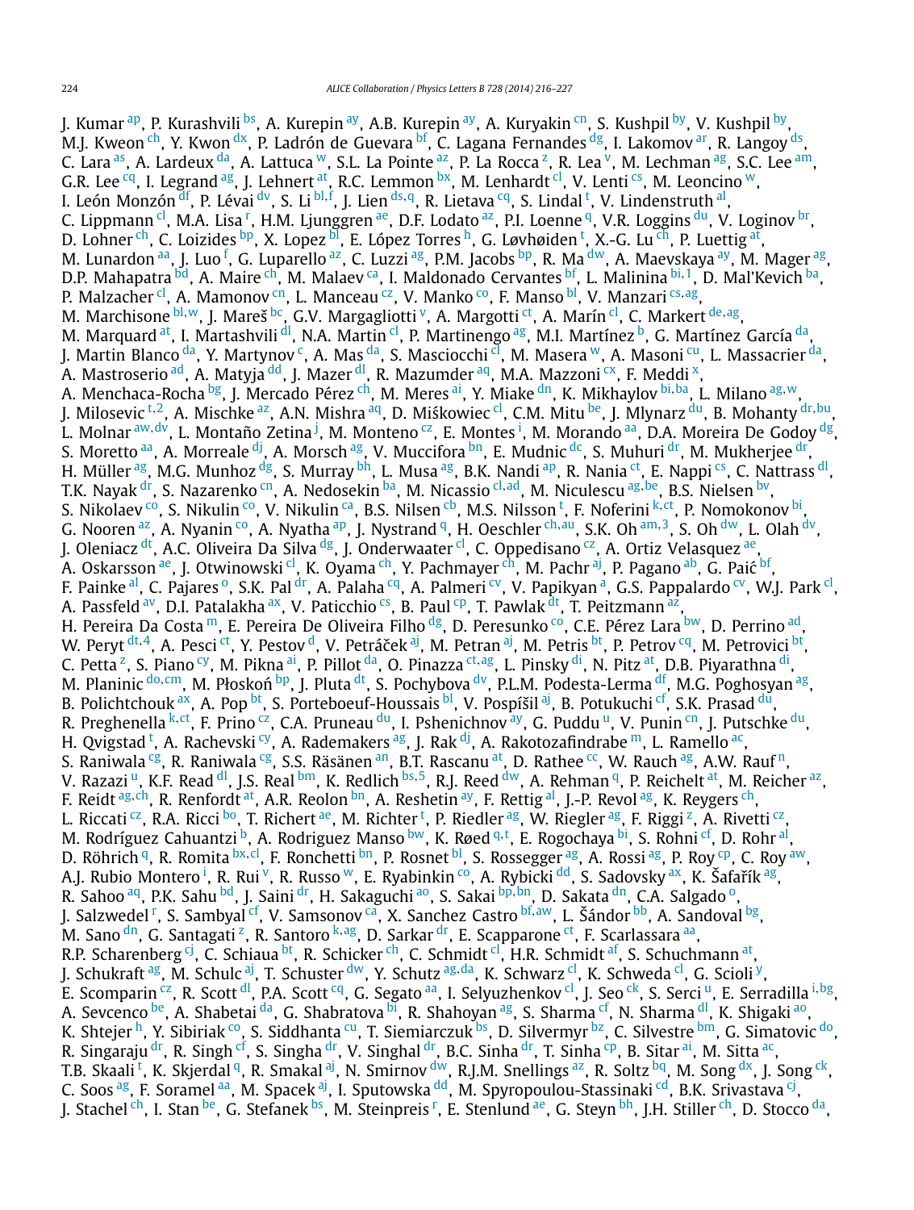J. Kumar [ap], P. Kurashvili [bs], A. Kurepin [ay], A.B. Kurepin [ay], A. Kuryakin [cn], S. Kushpil [by], V. Kushpil [by], M.J. Kweon [ch], Y. Kwon [dx], P. Ladrón de Guevara [bf], C. Lagana Fernandes [dg], I. Lakomov [ar], R. Langoy [ds], C. Lara [as], A. Lardeux [da], A. Lattuca [w], S.L. La Pointe [az], P. La Rocca [z], R. Lea [v], M. Lechman [ag], S.C. Lee [am], G.R. Lee [cq], I. Legrand [ag], J. Lehnert [at], R.C. Lemmon [bx], M. Lenhardt [cl], V. Lenti [cs], M. Leoncino [w], I. León Monzón [df], P. Lévai [dv], S. Li [bl,f], J. Lien [ds,q], R. Lietava [cq], S. Lindal [t], V. Lindenstruth [al], C. Lippmann [cl], M.A. Lisa [r], H.M. Ljunggren [ae], D.F. Lodato [az], P.I. Loenne [q], V.R. Loggins [du], V. Loginov [br], D. Lohner [ch], C. Loizides [bp], X. Lopez [bl], E. López Torres [h], G. Løvhøiden [t], X.-G. Lu [ch], P. Luettig [at], M. Lunardon [aa], J. Luo [f], G. Luparello [az], C. Luzzi [ag], P.M. Jacobs [bp], R. Ma [dw], A. Maevskaya [ay], M. Mager [ag], D.P. Mahapatra [bd], A. Maire [ch], M. Malaev [ca], I. Maldonado Cervantes [bf], L. Malinina [bi,1], D. Mal'Kevich [ba], P. Malzacher [cl], A. Mamonov [cn], L. Manceau [cz], V. Manko [co], F. Manso [bl], V. Manzari [cs,ag], M. Marchisone [bl,w], J. Mareš [bc], G.V. Margagliotti [v], A. Margotti [ct], A. Marín [cl], C. Markert [de,ag], M. Marquard [at], I. Martashvili [dl], N.A. Martin [cl], P. Martinengo [ag], M.I. Martínez [b], G. Martínez García [da], J. Martin Blanco [da], Y. Martynov [c], A. Mas [da], S. Masciocchi [cl], M. Masera [w], A. Masoni [cu], L. Massacrier [da], A. Mastroserio [ad], A. Matyja [dd], J. Mazer [dl], R. Mazumder [aq], M.A. Mazzoni [cx], F. Meddi [x], A. Menchaca-Rocha [bg], J. Mercado Pérez [ch], M. Meres [ai], Y. Miake [dn], K. Mikhaylov [bi,ba], L. Milano [ag,w], J. Milosevic [t,2], A. Mischke [az], A.N. Mishra [aq], D. Miśkowiec [cl], C.M. Mitu [be], J. Mlynarz [du], B. Mohanty [dr,bu], L. Molnar [aw,dv], L. Montaño Zetina [j], M. Monteno [cz], E. Montes [i], M. Morando [aa], D.A. Moreira De Godoy [dg], S. Moretto [aa], A. Morreale [dj], A. Morsch [ag], V. Muccifora [bn], E. Mudnic [dc], S. Muhuri [dr], M. Mukherjee [dr], H. Müller [ag], M.G. Munhoz [dg], S. Murray [bh], L. Musa [ag], B.K. Nandi [ap], R. Nania [ct], E. Nappi [cs], C. Nattrass [dl], T.K. Nayak [dr], S. Nazarenko [cn], A. Nedosekin [ba], M. Nicassio [cl,ad], M. Niculescu [ag,be], B.S. Nielsen [bv], S. Nikolaev [co], S. Nikulin [co], V. Nikulin [ca], B.S. Nilsen [cb], M.S. Nilsson [t], F. Noferini [k,ct], P. Nomokonov [bi], G. Nooren [az], A. Nyanin [co], A. Nyatha [ap], J. Nystrand [q], H. Oeschler [ch,au], S.K. Oh [am,3], S. Oh [dw], L. Olah [dv], J. Oleniacz [dt], A.C. Oliveira Da Silva [dg], J. Onderwaater [cl], C. Oppedisano [cz], A. Ortiz Velasquez [ae], A. Oskarsson [ae], J. Otwinowski [cl], K. Oyama [ch], Y. Pachmayer [ch], M. Pachr [aj], P. Pagano [ab], G. Paić [bf], F. Painke [al], C. Pajares [o], S.K. Pal [dr], A. Palaha [cq], A. Palmeri [cv], V. Papikyan [a], G.S. Pappalardo [cv], W.J. Park [cl], A. Passfeld [av], D.I. Patalakha [ax], V. Paticchio [cs], B. Paul [cp], T. Pawlak [dt], T. Peitzmann [az], H. Pereira Da Costa [m], E. Pereira De Oliveira Filho [dg], D. Peresunko [co], C.E. Pérez Lara [bw], D. Perrino [ad], W. Peryt [dt,4], A. Pesci [ct], Y. Pestov [d], V. Petráček [aj], M. Petran [aj], M. Petris [bt], P. Petrov [cq], M. Petrovici [bt], C. Petta [z], S. Piano [cy], M. Pikna [ai], P. Pillot [da], O. Pinazza [ct,ag], L. Pinsky [di], N. Pitz [at], D.B. Piyarathna [di], M. Planinic [do,cm], M. Płoskoń [bp], J. Pluta [dt], S. Pochybova [dv], P.L.M. Podesta-Lerma [df], M.G. Poghosyan [ag], B. Polichtchouk [ax], A. Pop [bt], S. Porteboeuf-Houssais [bl], V. Pospíšil [aj], B. Potukuchi [cf], S.K. Prasad [du], R. Preghenella [k,ct], F. Prino [cz], C.A. Pruneau [du], I. Pshenichnov [ay], G. Puddu [u], V. Punin [cn], J. Putschke [du], H. Qvigstad [t], A. Rachevski [cy], A. Rademakers [ag], J. Rak [dj], A. Rakotozafindrabe [m], L. Ramello [ac], S. Raniwala [cg], R. Raniwala [cg], S.S. Räsänen [an], B.T. Rascanu [at], D. Rathee [cc], W. Rauch [ag], A.W. Rauf [n], V. Razazi [u], K.F. Read [dl], J.S. Real [bm], K. Redlich [bs,5], R.J. Reed [dw], A. Rehman [q], P. Reichelt [at], M. Reicher [az], F. Reidt [ag,ch], R. Renfordt [at], A.R. Reolon [bn], A. Reshetin [ay], F. Rettig [al], J.-P. Revol [ag], K. Reygers [ch], L. Riccati [cz], R.A. Ricci [bo], T. Richert [ae], M. Richter [t], P. Riedler [ag], W. Riegler [ag], F. Riggi [z], A. Rivetti [cz], M. Rodríguez Cahuantzi [b], A. Rodriguez Manso [bw], K. Røed [q,t], E. Rogochaya [bi], S. Rohni [cf], D. Rohr [al], D. Röhrich [q], R. Romita [bx,cl], F. Ronchetti [bn], P. Rosnet [bl], S. Rossegger [ag], A. Rossi [ag], P. Roy [cp], C. Roy [aw], A.J. Rubio Montero [i], R. Rui [v], R. Russo [w], E. Ryabinkin [co], A. Rybicki [dd], S. Sadovsky [ax], K. Šafařík [ag], R. Sahoo [aq], P.K. Sahu [bd], J. Saini [dr], H. Sakaguchi [ao], S. Sakai [bp,bn], D. Sakata [dn], C.A. Salgado [o], J. Salzwedel [r], S. Sambyal [cf], V. Samsonov [ca], X. Sanchez Castro [bf,aw], L. Šándor [bb], A. Sandoval [bg], M. Sano [dn], G. Santagati [z], R. Santoro [k,ag], D. Sarkar [dr], E. Scapparone [ct], F. Scarlassara [aa], R.P. Scharenberg [cj], C. Schiaua [bt], R. Schicker [ch], C. Schmidt [cl], H.R. Schmidt [af], S. Schuchmann [at], J. Schukraft [ag], M. Schulc [aj], T. Schuster [dw], Y. Schutz [ag,da], K. Schwarz [cl], K. Schweda [cl], G. Scioli [y], E. Scomparin [cz], R. Scott [dl], P.A. Scott [cq], G. Segato [aa], I. Selyuzhenkov [cl], J. Seo [ck], S. Serci [u], E. Serradilla [i,bg], A. Sevcenco [be], A. Shabetai [da], G. Shabratova [bi], R. Shahoyan [ag], S. Sharma [cf], N. Sharma [dl], K. Shigaki [ao], K. Shtejer [h], Y. Sibiriak [co], S. Siddhanta [cu], T. Siemiarczuk [bs], D. Silvermyr [bz], C. Silvestre [bm], G. Simatovic [do], R. Singaraju [dr], R. Singh [cf], S. Singha [dr], V. Singhal [dr], B.C. Sinha [dr], T. Sinha [cp], B. Sitar [ai], M. Sitta [ac], T.B. Skaali [t], K. Skjerdal [q], R. Smakal [aj], N. Smirnov [dw], R.J.M. Snellings [az], R. Soltz [bq], M. Song [dx], J. Song [ck], C. Soos [ag], F. Soramel [aa], M. Spacek [aj], I. Sputowska [dd], M. Spyropoulou-Stassinaki [cd], B.K. Srivastava [cj], J. Stachel [ch], I. Stan [be], G. Stefanek [bs], M. Steinpreis [r], E. Stenlund [ae], G. Steyn [bh], J.H. Stiller [ch], D. Stocco [da],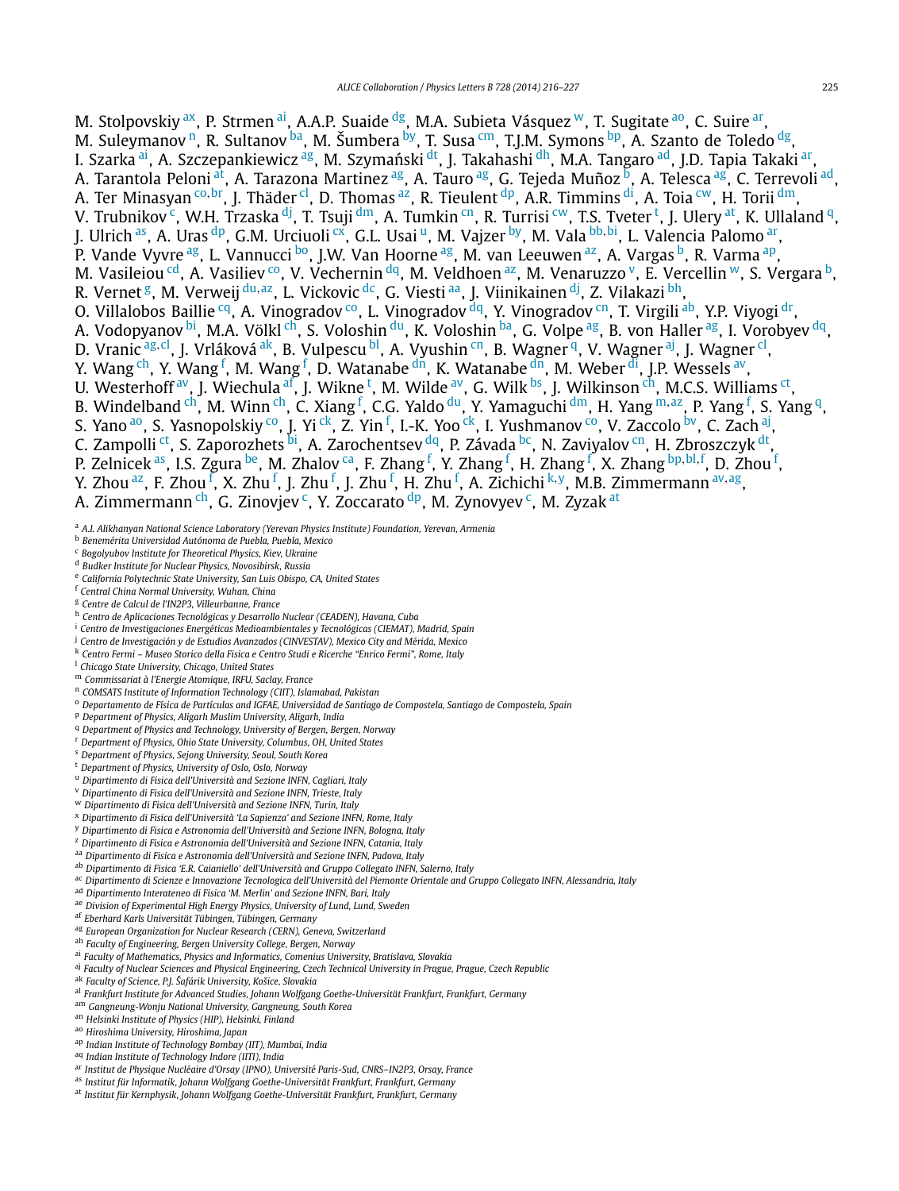M. Stolpovskiy [ax], P. Strmen [ai], A.A.P. Suaide [dg], M.A. Subieta Vásquez [w], T. Sugitate [ao], C. Suire [ar], M. Suleymanov [n], R. Sultanov [ba], M. Šumbera [by], T. Susa [cm], T.J.M. Symons [bp], A. Szanto de Toledo [dg], I. Szarka [ai], A. Szczepankiewicz [ag], M. Szymański [dt], J. Takahashi [dh], M.A. Tangaro [ad], J.D. Tapia Takaki [ar], A. Tarantola Peloni [at], A. Tarazona Martinez [ag], A. Tauro [ag], G. Tejeda Muñoz [b], A. Telesca [ag], C. Terrevoli [ad], A. Ter Minasyan [co,br], J. Thäder [cl], D. Thomas [az], R. Tieulent [dp], A.R. Timmins [di], A. Toia [cw], H. Torii [dm], V. Trubnikov [c], W.H. Trzaska [dj], T. Tsuji [dm], A. Tumkin [cn], R. Turrisi [cw], T.S. Tveter [t], J. Ulery [at], K. Ullaland [q], J. Ulrich [as], A. Uras [dp], G.M. Urciuoli [cx], G.L. Usai [u], M. Vajzer [by], M. Vala [bb,bi], L. Valencia Palomo [ar], P. Vande Vyvre [ag], L. Vannucci [bo], J.W. Van Hoorne [ag], M. van Leeuwen [az], A. Vargas [b], R. Varma [ap], M. Vasileiou [cd], A. Vasiliev [co], V. Vechernin [dq], M. Veldhoen [az], M. Venaruzzo [v], E. Vercellin [w], S. Vergara [b], R. Vernet [g], M. Verweij [du,az], L. Vickovic [dc], G. Viesti [aa], J. Viinikainen [dj], Z. Vilakazi [bh], O. Villalobos Baillie [cq], A. Vinogradov [co], L. Vinogradov [dq], Y. Vinogradov [cn], T. Virgili [ab], Y.P. Viyogi [dr], A. Vodopyanov [bi], M.A. Völkl [ch], S. Voloshin [du], K. Voloshin [ba], G. Volpe [ag], B. von Haller [ag], I. Vorobyev [dq], D. Vranic [ag,cl], J. Vrláková [ak], B. Vulpescu [bl], A. Vyushin [cn], B. Wagner [q], V. Wagner [aj], J. Wagner [cl], Y. Wang [ch], Y. Wang [f], M. Wang [f], D. Watanabe [dn], K. Watanabe [dn], M. Weber [di], J.P. Wessels [av], U. Westerhoff [av], J. Wiechula [af], J. Wikne [t], M. Wilde [av], G. Wilk [bs], J. Wilkinson [ch], M.C.S. Williams [ct], B. Windelband [ch], M. Winn [ch], C. Xiang [f], C.G. Yaldo [du], Y. Yamaguchi [dm], H. Yang [m,az], P. Yang [f], S. Yang [q], S. Yano [ao], S. Yasnopolskiy [co], J. Yi [ck], Z. Yin [f], I.-K. Yoo [ck], I. Yushmanov [co], V. Zaccolo [bv], C. Zach [aj], C. Zampolli [ct], S. Zaporozhets [bi], A. Zarochentsev [dq], P. Závada [bc], N. Zaviyalov [cn], H. Zbroszczyk [dt], P. Zelnicek [as], I.S. Zgura [be], M. Zhalov [ca], F. Zhang [f], Y. Zhang [f], H. Zhang [f], X. Zhang [bp,bl,f], D. Zhou [f], Y. Zhou [az], F. Zhou [f], X. Zhu [f], J. Zhu [f], J. Zhu [f], H. Zhu [f], A. Zichichi [k,y], M.B. Zimmermann [av,ag], A. Zimmermann [ch], G. Zinovjev [c], Y. Zoccarato [dp], M. Zynovyev [c], M. Zyzak [at]

[a] *A.I. Alikhanyan National Science Laboratory (Yerevan Physics Institute) Foundation, Yerevan, Armenia*
[b] *Benemérita Universidad Autónoma de Puebla, Puebla, Mexico*
[c] *Bogolyubov Institute for Theoretical Physics, Kiev, Ukraine*
[d] *Budker Institute for Nuclear Physics, Novosibirsk, Russia*
[e] *California Polytechnic State University, San Luis Obispo, CA, United States*
[f] *Central China Normal University, Wuhan, China*
[g] *Centre de Calcul de l'IN2P3, Villeurbanne, France*
[h] *Centro de Aplicaciones Tecnológicas y Desarrollo Nuclear (CEADEN), Havana, Cuba*
[i] *Centro de Investigaciones Energéticas Medioambientales y Tecnológicas (CIEMAT), Madrid, Spain*
[j] *Centro de Investigación y de Estudios Avanzados (CINVESTAV), Mexico City and Mérida, Mexico*
[k] *Centro Fermi – Museo Storico della Fisica e Centro Studi e Ricerche "Enrico Fermi", Rome, Italy*
[l] *Chicago State University, Chicago, United States*
[m] *Commissariat à l'Energie Atomique, IRFU, Saclay, France*
[n] *COMSATS Institute of Information Technology (CIIT), Islamabad, Pakistan*
[o] *Departamento de Física de Partículas and IGFAE, Universidad de Santiago de Compostela, Santiago de Compostela, Spain*
[p] *Department of Physics, Aligarh Muslim University, Aligarh, India*
[q] *Department of Physics and Technology, University of Bergen, Bergen, Norway*
[r] *Department of Physics, Ohio State University, Columbus, OH, United States*
[s] *Department of Physics, Sejong University, Seoul, South Korea*
[t] *Department of Physics, University of Oslo, Oslo, Norway*
[u] *Dipartimento di Fisica dell'Università and Sezione INFN, Cagliari, Italy*
[v] *Dipartimento di Fisica dell'Università and Sezione INFN, Trieste, Italy*
[w] *Dipartimento di Fisica dell'Università and Sezione INFN, Turin, Italy*
[x] *Dipartimento di Fisica dell'Università 'La Sapienza' and Sezione INFN, Rome, Italy*
[y] *Dipartimento di Fisica e Astronomia dell'Università and Sezione INFN, Bologna, Italy*
[z] *Dipartimento di Fisica e Astronomia dell'Università and Sezione INFN, Catania, Italy*
[aa] *Dipartimento di Fisica e Astronomia dell'Università and Sezione INFN, Padova, Italy*
[ab] *Dipartimento di Fisica 'E.R. Caianiello' dell'Università and Gruppo Collegato INFN, Salerno, Italy*
[ac] *Dipartimento di Scienze e Innovazione Tecnologica dell'Università del Piemonte Orientale and Gruppo Collegato INFN, Alessandria, Italy*
[ad] *Dipartimento Interateneo di Fisica 'M. Merlin' and Sezione INFN, Bari, Italy*
[ae] *Division of Experimental High Energy Physics, University of Lund, Lund, Sweden*
[af] *Eberhard Karls Universität Tübingen, Tübingen, Germany*
[ag] *European Organization for Nuclear Research (CERN), Geneva, Switzerland*
[ah] *Faculty of Engineering, Bergen University College, Bergen, Norway*
[ai] *Faculty of Mathematics, Physics and Informatics, Comenius University, Bratislava, Slovakia*
[aj] *Faculty of Nuclear Sciences and Physical Engineering, Czech Technical University in Prague, Prague, Czech Republic*
[ak] *Faculty of Science, P.J. Šafárik University, Košice, Slovakia*
[al] *Frankfurt Institute for Advanced Studies, Johann Wolfgang Goethe-Universität Frankfurt, Frankfurt, Germany*
[am] *Gangneung-Wonju National University, Gangneung, South Korea*
[an] *Helsinki Institute of Physics (HIP), Helsinki, Finland*
[ao] *Hiroshima University, Hiroshima, Japan*
[ap] *Indian Institute of Technology Bombay (IIT), Mumbai, India*
[aq] *Indian Institute of Technology Indore (IITI), India*
[ar] *Institut de Physique Nucléaire d'Orsay (IPNO), Université Paris-Sud, CNRS–IN2P3, Orsay, France*
[as] *Institut für Informatik, Johann Wolfgang Goethe-Universität Frankfurt, Frankfurt, Germany*
[at] *Institut für Kernphysik, Johann Wolfgang Goethe-Universität Frankfurt, Frankfurt, Germany*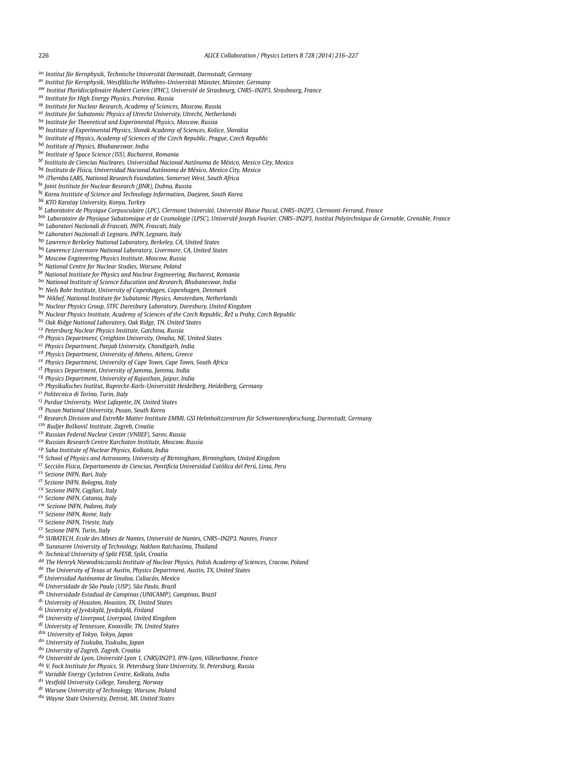[au] Institut für Kernphysik, Technische Universität Darmstadt, Darmstadt, Germany
[av] Institut für Kernphysik, Westfälische Wilhelms-Universität Münster, Münster, Germany
[aw] Institut Pluridisciplinaire Hubert Curien (IPHC), Université de Strasbourg, CNRS–IN2P3, Strasbourg, France
[ax] Institute for High Energy Physics, Protvino, Russia
[ay] Institute for Nuclear Research, Academy of Sciences, Moscow, Russia
[az] Institute for Subatomic Physics of Utrecht University, Utrecht, Netherlands
[ba] Institute for Theoretical and Experimental Physics, Moscow, Russia
[bb] Institute of Experimental Physics, Slovak Academy of Sciences, Košice, Slovakia
[bc] Institute of Physics, Academy of Sciences of the Czech Republic, Prague, Czech Republic
[bd] Institute of Physics, Bhubaneswar, India
[be] Institute of Space Science (ISS), Bucharest, Romania
[bf] Instituto de Ciencias Nucleares, Universidad Nacional Autónoma de México, Mexico City, Mexico
[bg] Instituto de Física, Universidad Nacional Autónoma de México, Mexico City, Mexico
[bh] iThemba LABS, National Research Foundation, Somerset West, South Africa
[bi] Joint Institute for Nuclear Research (JINR), Dubna, Russia
[bj] Korea Institute of Science and Technology Information, Daejeon, South Korea
[bk] KTO Karatay University, Konya, Turkey
[bl] Laboratoire de Physique Corpusculaire (LPC), Clermont Université, Université Blaise Pascal, CNRS–IN2P3, Clermont-Ferrand, France
[bm] Laboratoire de Physique Subatomique et de Cosmologie (LPSC), Université Joseph Fourier, CNRS–IN2P3, Institut Polytechnique de Grenoble, Grenoble, France
[bn] Laboratori Nazionali di Frascati, INFN, Frascati, Italy
[bo] Laboratori Nazionali di Legnaro, INFN, Legnaro, Italy
[bp] Lawrence Berkeley National Laboratory, Berkeley, CA, United States
[bq] Lawrence Livermore National Laboratory, Livermore, CA, United States
[br] Moscow Engineering Physics Institute, Moscow, Russia
[bs] National Centre for Nuclear Studies, Warsaw, Poland
[bt] National Institute for Physics and Nuclear Engineering, Bucharest, Romania
[bu] National Institute of Science Education and Research, Bhubaneswar, India
[bv] Niels Bohr Institute, University of Copenhagen, Copenhagen, Denmark
[bw] Nikhef, National Institute for Subatomic Physics, Amsterdam, Netherlands
[bx] Nuclear Physics Group, STFC Daresbury Laboratory, Daresbury, United Kingdom
[by] Nuclear Physics Institute, Academy of Sciences of the Czech Republic, Řež u Prahy, Czech Republic
[bz] Oak Ridge National Laboratory, Oak Ridge, TN, United States
[ca] Petersburg Nuclear Physics Institute, Gatchina, Russia
[cb] Physics Department, Creighton University, Omaha, NE, United States
[cc] Physics Department, Panjab University, Chandigarh, India
[cd] Physics Department, University of Athens, Athens, Greece
[ce] Physics Department, University of Cape Town, Cape Town, South Africa
[cf] Physics Department, University of Jammu, Jammu, India
[cg] Physics Department, University of Rajasthan, Jaipur, India
[ch] Physikalisches Institut, Ruprecht-Karls-Universität Heidelberg, Heidelberg, Germany
[ci] Politecnico di Torino, Turin, Italy
[cj] Purdue University, West Lafayette, IN, United States
[ck] Pusan National University, Pusan, South Korea
[cl] Research Division and ExtreMe Matter Institute EMMI, GSI Helmholtzzentrum für Schwerionenforschung, Darmstadt, Germany
[cm] Rudjer Bošković Institute, Zagreb, Croatia
[cn] Russian Federal Nuclear Center (VNIIEF), Sarov, Russia
[co] Russian Research Centre Kurchatov Institute, Moscow, Russia
[cp] Saha Institute of Nuclear Physics, Kolkata, India
[cq] School of Physics and Astronomy, University of Birmingham, Birmingham, United Kingdom
[cr] Sección Física, Departamento de Ciencias, Pontificia Universidad Católica del Perú, Lima, Peru
[cs] Sezione INFN, Bari, Italy
[ct] Sezione INFN, Bologna, Italy
[cu] Sezione INFN, Cagliari, Italy
[cv] Sezione INFN, Catania, Italy
[cw] Sezione INFN, Padova, Italy
[cx] Sezione INFN, Rome, Italy
[cy] Sezione INFN, Trieste, Italy
[cz] Sezione INFN, Turin, Italy
[da] SUBATECH, Ecole des Mines de Nantes, Université de Nantes, CNRS–IN2P3, Nantes, France
[db] Suranaree University of Technology, Nakhon Ratchasima, Thailand
[dc] Technical University of Split FESB, Split, Croatia
[dd] The Henryk Niewodniczanski Institute of Nuclear Physics, Polish Academy of Sciences, Cracow, Poland
[de] The University of Texas at Austin, Physics Department, Austin, TX, United States
[df] Universidad Autónoma de Sinaloa, Culiacán, Mexico
[dg] Universidade de São Paulo (USP), São Paulo, Brazil
[dh] Universidade Estadual de Campinas (UNICAMP), Campinas, Brazil
[di] University of Houston, Houston, TX, United States
[dj] University of Jyväskylä, Jyväskylä, Finland
[dk] University of Liverpool, Liverpool, United Kingdom
[dl] University of Tennessee, Knoxville, TN, United States
[dm] University of Tokyo, Tokyo, Japan
[dn] University of Tsukuba, Tsukuba, Japan
[do] University of Zagreb, Zagreb, Croatia
[dp] Université de Lyon, Université Lyon 1, CNRS/IN2P3, IPN-Lyon, Villeurbanne, France
[dq] V. Fock Institute for Physics, St. Petersburg State University, St. Petersburg, Russia
[dr] Variable Energy Cyclotron Centre, Kolkata, India
[ds] Vestfold University College, Tonsberg, Norway
[dt] Warsaw University of Technology, Warsaw, Poland
[du] Wayne State University, Detroit, MI, United States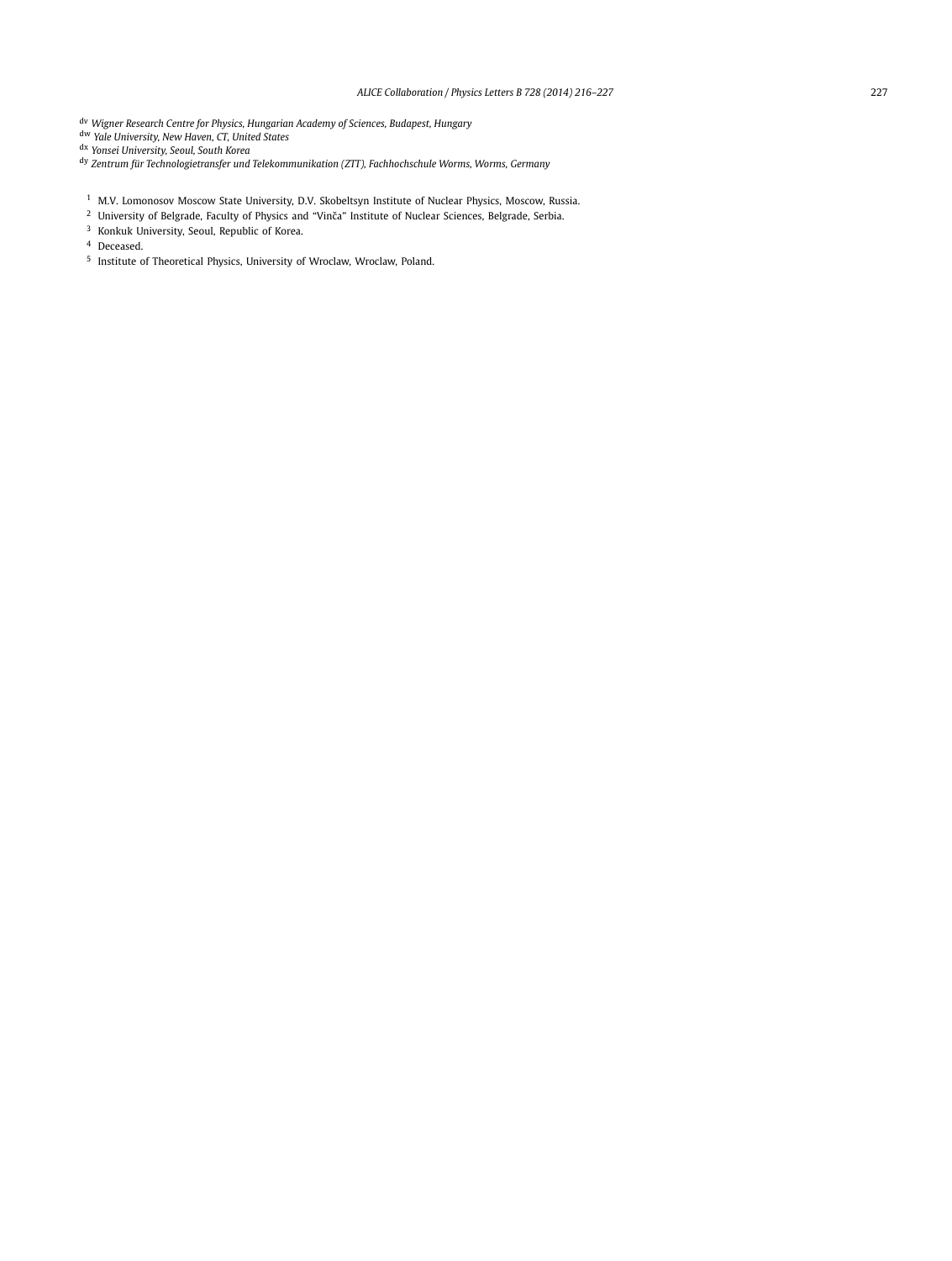[dv] *Wigner Research Centre for Physics, Hungarian Academy of Sciences, Budapest, Hungary*
[dw] *Yale University, New Haven, CT, United States*
[dx] *Yonsei University, Seoul, South Korea*
[dy] *Zentrum für Technologietransfer und Telekommunikation (ZTT), Fachhochschule Worms, Worms, Germany*

[1] M.V. Lomonosov Moscow State University, D.V. Skobeltsyn Institute of Nuclear Physics, Moscow, Russia.
[2] University of Belgrade, Faculty of Physics and "Vinča" Institute of Nuclear Sciences, Belgrade, Serbia.
[3] Konkuk University, Seoul, Republic of Korea.
[4] Deceased.
[5] Institute of Theoretical Physics, University of Wroclaw, Wroclaw, Poland.